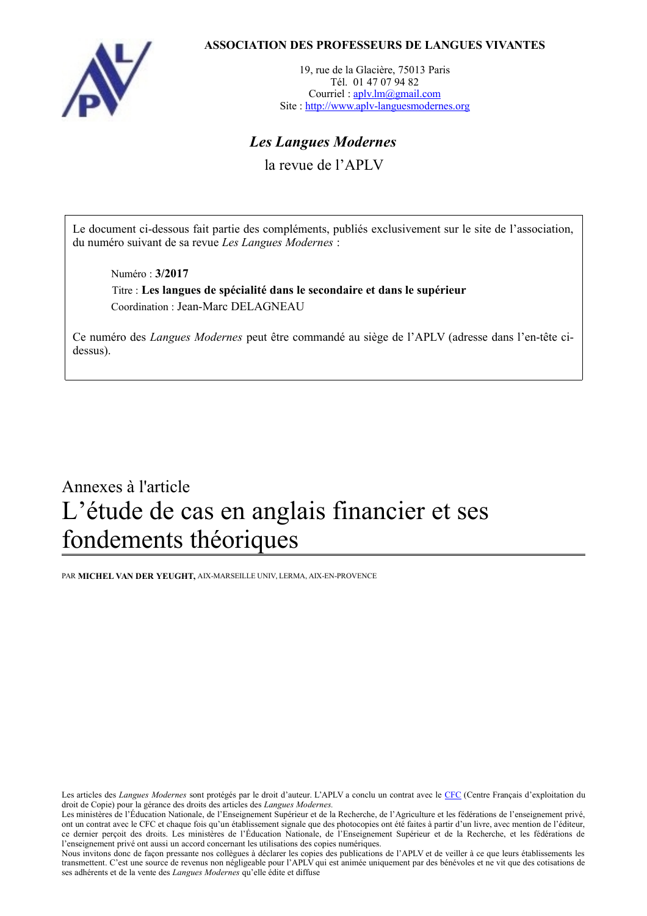**ASSOCIATION DES PROFESSEURS DE LANGUES VIVANTES**

19, rue de la Glacière, 75013 Paris
Tél. 01 47 07 94 82
Courriel : aplv.lm@gmail.com
Site : http://www.aplv-languesmodernes.org

***Les Langues Modernes***

la revue de l'APLV

Le document ci-dessous fait partie des compléments, publiés exclusivement sur le site de l'association, du numéro suivant de sa revue *Les Langues Modernes* :

Numéro : **3/2017**

Titre : **Les langues de spécialité dans le secondaire et dans le supérieur**

Coordination : Jean-Marc DELAGNEAU

Ce numéro des *Langues Modernes* peut être commandé au siège de l'APLV (adresse dans l'en-tête ci-dessus).

Annexes à l'article

# L'étude de cas en anglais financier et ses fondements théoriques

PAR **MICHEL VAN DER YEUGHT,** AIX-MARSEILLE UNIV, LERMA, AIX-EN-PROVENCE

Les articles des *Langues Modernes* sont protégés par le droit d'auteur. L'APLV a conclu un contrat avec le CFC (Centre Français d'exploitation du droit de Copie) pour la gérance des droits des articles des *Langues Modernes.*
Les ministères de l'Éducation Nationale, de l'Enseignement Supérieur et de la Recherche, de l'Agriculture et les fédérations de l'enseignement privé, ont un contrat avec le CFC et chaque fois qu'un établissement signale que des photocopies ont été faites à partir d'un livre, avec mention de l'éditeur, ce dernier perçoit des droits. Les ministères de l'Éducation Nationale, de l'Enseignement Supérieur et de la Recherche, et les fédérations de l'enseignement privé ont aussi un accord concernant les utilisations des copies numériques.
Nous invitons donc de façon pressante nos collègues à déclarer les copies des publications de l'APLV et de veiller à ce que leurs établissements les transmettent. C'est une source de revenus non négligeable pour l'APLV qui est animée uniquement par des bénévoles et ne vit que des cotisations de ses adhérents et de la vente des *Langues Modernes* qu'elle édite et diffuse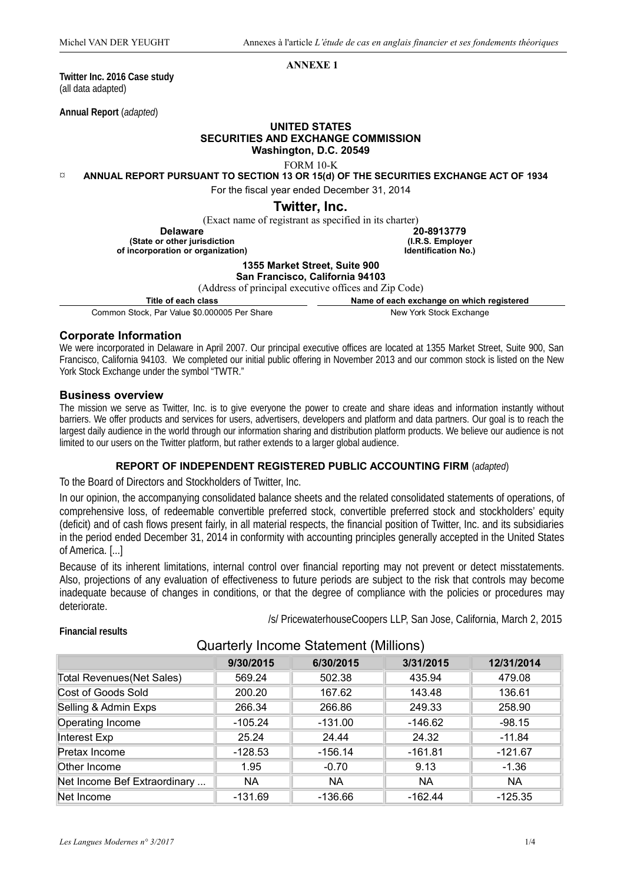**ANNEXE 1**

**Twitter Inc. 2016 Case study**
(all data adapted)

**Annual Report** (*adapted*)

**UNITED STATES**
**SECURITIES AND EXCHANGE COMMISSION**
**Washington, D.C. 20549**

FORM 10-K

¤ **ANNUAL REPORT PURSUANT TO SECTION 13 OR 15(d) OF THE SECURITIES EXCHANGE ACT OF 1934**

For the fiscal year ended December 31, 2014

# Twitter, Inc.

(Exact name of registrant as specified in its charter)

| **Delaware** | **20-8913779** |
|---|---|
| **(State or other jurisdiction of incorporation or organization)** | **(I.R.S. Employer Identification No.)** |

**1355 Market Street, Suite 900**
**San Francisco, California 94103**

(Address of principal executive offices and Zip Code)

| Title of each class | Name of each exchange on which registered |
|---|---|
| Common Stock, Par Value $0.000005 Per Share | New York Stock Exchange |

## Corporate Information

We were incorporated in Delaware in April 2007. Our principal executive offices are located at 1355 Market Street, Suite 900, San Francisco, California 94103. We completed our initial public offering in November 2013 and our common stock is listed on the New York Stock Exchange under the symbol "TWTR."

## Business overview

The mission we serve as Twitter, Inc. is to give everyone the power to create and share ideas and information instantly without barriers. We offer products and services for users, advertisers, developers and platform and data partners. Our goal is to reach the largest daily audience in the world through our information sharing and distribution platform products. We believe our audience is not limited to our users on the Twitter platform, but rather extends to a larger global audience.

### REPORT OF INDEPENDENT REGISTERED PUBLIC ACCOUNTING FIRM (*adapted*)

To the Board of Directors and Stockholders of Twitter, Inc.

In our opinion, the accompanying consolidated balance sheets and the related consolidated statements of operations, of comprehensive loss, of redeemable convertible preferred stock, convertible preferred stock and stockholders' equity (deficit) and of cash flows present fairly, in all material respects, the financial position of Twitter, Inc. and its subsidiaries in the period ended December 31, 2014 in conformity with accounting principles generally accepted in the United States of America. [...]

Because of its inherent limitations, internal control over financial reporting may not prevent or detect misstatements. Also, projections of any evaluation of effectiveness to future periods are subject to the risk that controls may become inadequate because of changes in conditions, or that the degree of compliance with the policies or procedures may deteriorate.

/s/ PricewaterhouseCoopers LLP, San Jose, California, March 2, 2015

**Financial results**

Quarterly Income Statement (Millions)

| | 9/30/2015 | 6/30/2015 | 3/31/2015 | 12/31/2014 |
|---|---|---|---|---|
| Total Revenues(Net Sales) | 569.24 | 502.38 | 435.94 | 479.08 |
| Cost of Goods Sold | 200.20 | 167.62 | 143.48 | 136.61 |
| Selling & Admin Exps | 266.34 | 266.86 | 249.33 | 258.90 |
| Operating Income | -105.24 | -131.00 | -146.62 | -98.15 |
| Interest Exp | 25.24 | 24.44 | 24.32 | -11.84 |
| Pretax Income | -128.53 | -156.14 | -161.81 | -121.67 |
| Other Income | 1.95 | -0.70 | 9.13 | -1.36 |
| Net Income Bef Extraordinary ... | NA | NA | NA | NA |
| Net Income | -131.69 | -136.66 | -162.44 | -125.35 |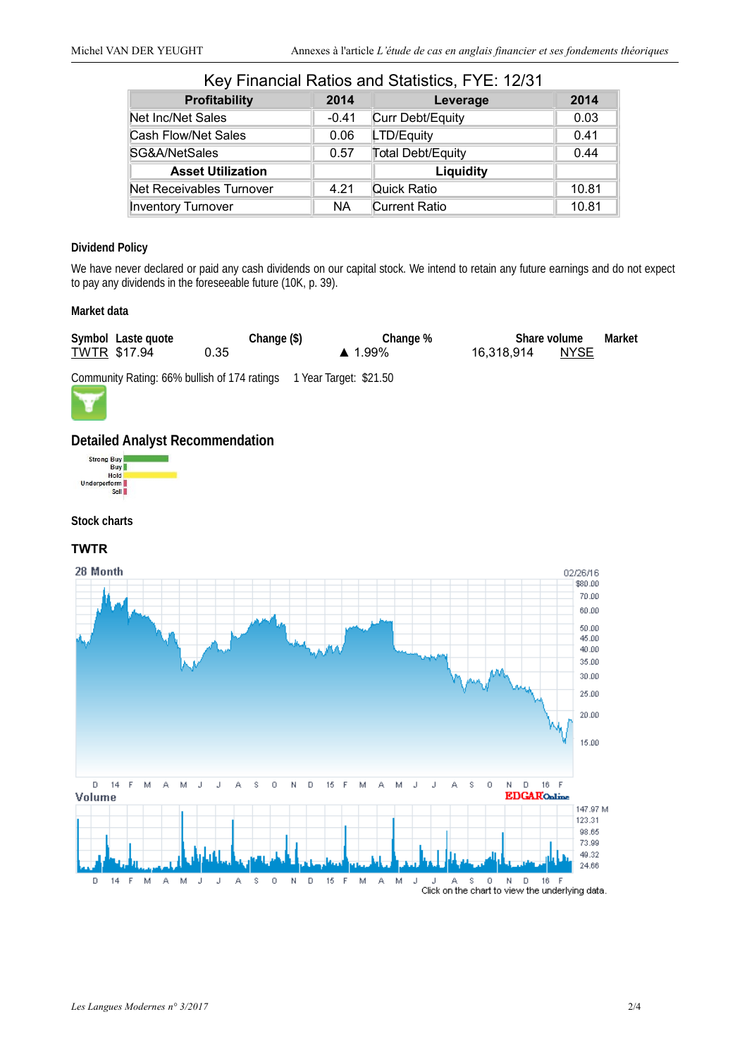## Key Financial Ratios and Statistics, FYE: 12/31

| Profitability | 2014 | Leverage | 2014 |
|---|---|---|---|
| Net Inc/Net Sales | -0.41 | Curr Debt/Equity | 0.03 |
| Cash Flow/Net Sales | 0.06 | LTD/Equity | 0.41 |
| SG&A/NetSales | 0.57 | Total Debt/Equity | 0.44 |
| **Asset Utilization** | | **Liquidity** | |
| Net Receivables Turnover | 4.21 | Quick Ratio | 10.81 |
| Inventory Turnover | NA | Current Ratio | 10.81 |

### Dividend Policy

We have never declared or paid any cash dividends on our capital stock. We intend to retain any future earnings and do not expect to pay any dividends in the foreseeable future (10K, p. 39).

### Market data

| Symbol | Laste quote | Change ($) | Change % | Share volume | Market |
|---|---|---|---|---|---|
| TWTR | $17.94 | 0.35 | ▲ 1.99% | 16,318,914 | NYSE |

Community Rating: 66% bullish of 174 ratings   1 Year Target: $21.50

## Detailed Analyst Recommendation

Strong Buy
Buy
Hold
Underperform
Sell

### Stock charts

### TWTR

28 Month   02/26/16

Volume

Click on the chart to view the underlying data.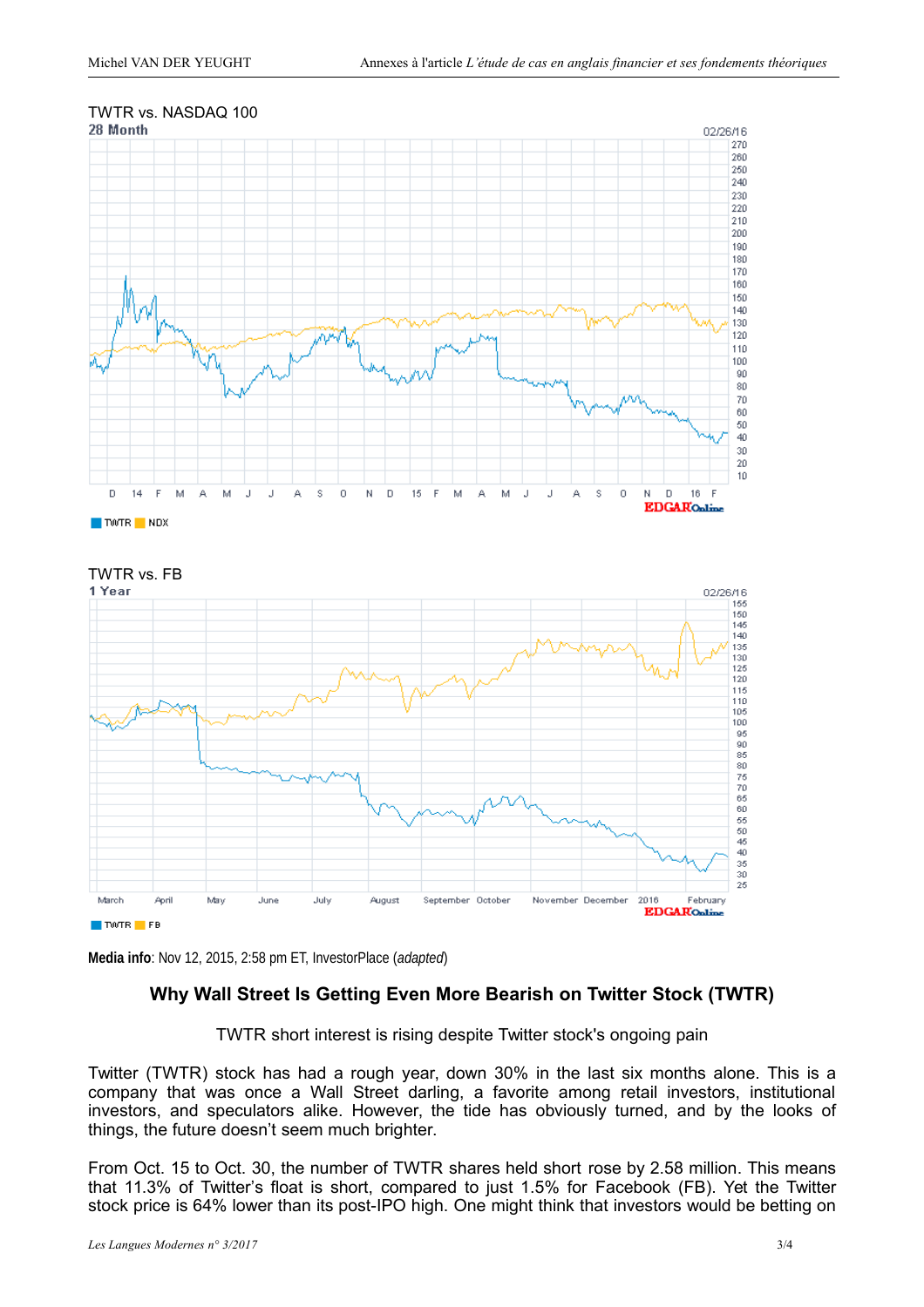TWTR vs. NASDAQ 100

28 Month

02/26/16

TWTR NDX

TWTR vs. FB

1 Year

02/26/16

TWTR FB

**Media info**: Nov 12, 2015, 2:58 pm ET, InvestorPlace (*adapted*)

## Why Wall Street Is Getting Even More Bearish on Twitter Stock (TWTR)

TWTR short interest is rising despite Twitter stock's ongoing pain

Twitter (TWTR) stock has had a rough year, down 30% in the last six months alone. This is a company that was once a Wall Street darling, a favorite among retail investors, institutional investors, and speculators alike. However, the tide has obviously turned, and by the looks of things, the future doesn't seem much brighter.

From Oct. 15 to Oct. 30, the number of TWTR shares held short rose by 2.58 million. This means that 11.3% of Twitter's float is short, compared to just 1.5% for Facebook (FB). Yet the Twitter stock price is 64% lower than its post-IPO high. One might think that investors would be betting on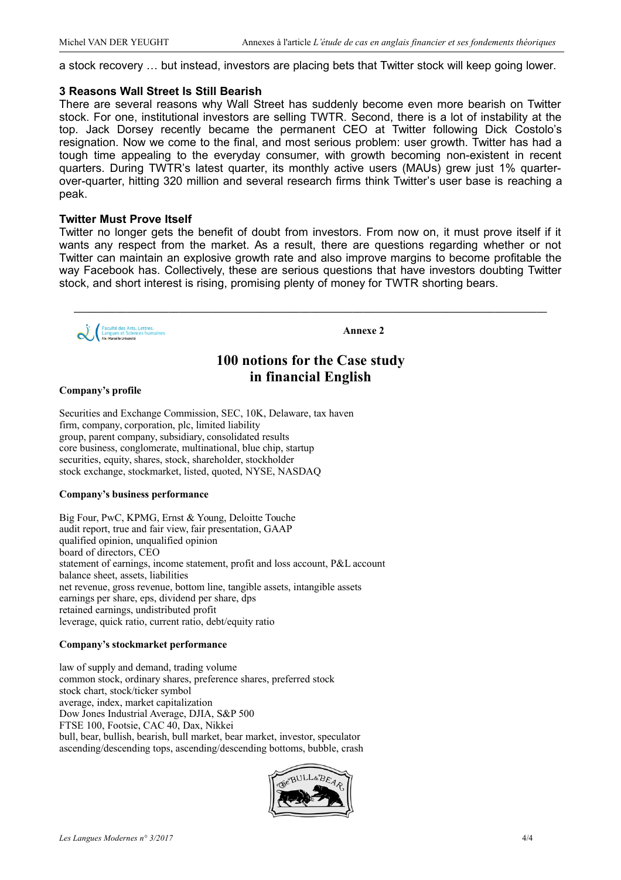a stock recovery … but instead, investors are placing bets that Twitter stock will keep going lower.

### 3 Reasons Wall Street Is Still Bearish

There are several reasons why Wall Street has suddenly become even more bearish on Twitter stock. For one, institutional investors are selling TWTR. Second, there is a lot of instability at the top. Jack Dorsey recently became the permanent CEO at Twitter following Dick Costolo's resignation. Now we come to the final, and most serious problem: user growth. Twitter has had a tough time appealing to the everyday consumer, with growth becoming non-existent in recent quarters. During TWTR's latest quarter, its monthly active users (MAUs) grew just 1% quarter-over-quarter, hitting 320 million and several research firms think Twitter's user base is reaching a peak.

### Twitter Must Prove Itself

Twitter no longer gets the benefit of doubt from investors. From now on, it must prove itself if it wants any respect from the market. As a result, there are questions regarding whether or not Twitter can maintain an explosive growth rate and also improve margins to become profitable the way Facebook has. Collectively, these are serious questions that have investors doubting Twitter stock, and short interest is rising, promising plenty of money for TWTR shorting bears.

---

Faculté des Arts, Lettres, Langues et Sciences humaines
Aix-Marseille Université

**Annexe 2**

## 100 notions for the Case study in financial English

**Company's profile**

Securities and Exchange Commission, SEC, 10K, Delaware, tax haven
firm, company, corporation, plc, limited liability
group, parent company, subsidiary, consolidated results
core business, conglomerate, multinational, blue chip, startup
securities, equity, shares, stock, shareholder, stockholder
stock exchange, stockmarket, listed, quoted, NYSE, NASDAQ

**Company's business performance**

Big Four, PwC, KPMG, Ernst & Young, Deloitte Touche
audit report, true and fair view, fair presentation, GAAP
qualified opinion, unqualified opinion
board of directors, CEO
statement of earnings, income statement, profit and loss account, P&L account
balance sheet, assets, liabilities
net revenue, gross revenue, bottom line, tangible assets, intangible assets
earnings per share, eps, dividend per share, dps
retained earnings, undistributed profit
leverage, quick ratio, current ratio, debt/equity ratio

**Company's stockmarket performance**

law of supply and demand, trading volume
common stock, ordinary shares, preference shares, preferred stock
stock chart, stock/ticker symbol
average, index, market capitalization
Dow Jones Industrial Average, DJIA, S&P 500
FTSE 100, Footsie, CAC 40, Dax, Nikkei
bull, bear, bullish, bearish, bull market, bear market, investor, speculator
ascending/descending tops, ascending/descending bottoms, bubble, crash

The BULL & BEAR